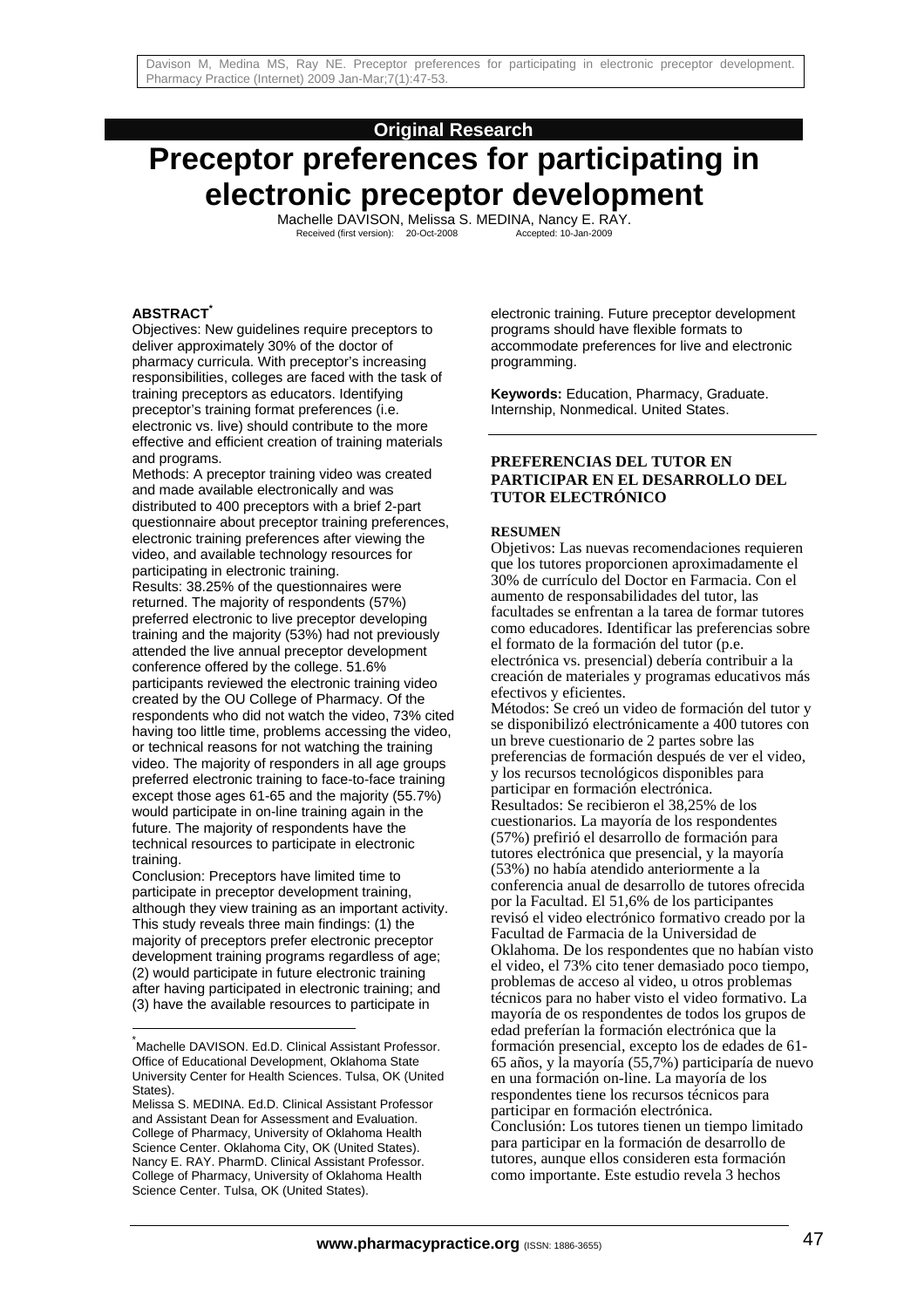**Original Research**

# Preceptor preferences for participating in electronic preceptor development

Machelle DAVISON, Melissa S. MEDINA, Nancy E. RAY.

Received (first version): 20-Oct-2008 Accepted: 10-Jan-2009

## ABSTRACT[*]

Objectives: New guidelines require preceptors to deliver approximately 30% of the doctor of pharmacy curricula. With preceptor's increasing responsibilities, colleges are faced with the task of training preceptors as educators. Identifying preceptor's training format preferences (i.e. electronic vs. live) should contribute to the more effective and efficient creation of training materials and programs.

Methods: A preceptor training video was created and made available electronically and was distributed to 400 preceptors with a brief 2-part questionnaire about preceptor training preferences, electronic training preferences after viewing the video, and available technology resources for participating in electronic training.

Results: 38.25% of the questionnaires were returned. The majority of respondents (57%) preferred electronic to live preceptor developing training and the majority (53%) had not previously attended the live annual preceptor development conference offered by the college. 51.6% participants reviewed the electronic training video created by the OU College of Pharmacy. Of the respondents who did not watch the video, 73% cited having too little time, problems accessing the video, or technical reasons for not watching the training video. The majority of responders in all age groups preferred electronic training to face-to-face training except those ages 61-65 and the majority (55.7%) would participate in on-line training again in the future. The majority of respondents have the technical resources to participate in electronic training.

Conclusion: Preceptors have limited time to participate in preceptor development training, although they view training as an important activity. This study reveals three main findings: (1) the majority of preceptors prefer electronic preceptor development training programs regardless of age; (2) would participate in future electronic training after having participated in electronic training; and (3) have the available resources to participate in electronic training. Future preceptor development programs should have flexible formats to accommodate preferences for live and electronic programming.

**Keywords:** Education, Pharmacy, Graduate. Internship, Nonmedical. United States.

## PREFERENCIAS DEL TUTOR EN PARTICIPAR EN EL DESARROLLO DEL TUTOR ELECTRÓNICO

### RESUMEN

Objetivos: Las nuevas recomendaciones requieren que los tutores proporcionen aproximadamente el 30% de currículo del Doctor en Farmacia. Con el aumento de responsabilidades del tutor, las facultades se enfrentan a la tarea de formar tutores como educadores. Identificar las preferencias sobre el formato de la formación del tutor (p.e. electrónica vs. presencial) debería contribuir a la creación de materiales y programas educativos más efectivos y eficientes.

Métodos: Se creó un video de formación del tutor y se disponibilizó electrónicamente a 400 tutores con un breve cuestionario de 2 partes sobre las preferencias de formación después de ver el video, y los recursos tecnológicos disponibles para participar en formación electrónica.

Resultados: Se recibieron el 38,25% de los cuestionarios. La mayoría de los respondentes (57%) prefirió el desarrollo de formación para tutores electrónica que presencial, y la mayoría (53%) no había atendido anteriormente a la conferencia anual de desarrollo de tutores ofrecida por la Facultad. El 51,6% de los participantes revisó el video electrónico formativo creado por la Facultad de Farmacia de la Universidad de Oklahoma. De los respondentes que no habían visto el video, el 73% cito tener demasiado poco tiempo, problemas de acceso al video, u otros problemas técnicos para no haber visto el video formativo. La mayoría de os respondentes de todos los grupos de edad preferían la formación electrónica que la formación presencial, excepto los de edades de 61-65 años, y la mayoría (55,7%) participaría de nuevo en una formación on-line. La mayoría de los respondentes tiene los recursos técnicos para participar en formación electrónica.

Conclusión: Los tutores tienen un tiempo limitado para participar en la formación de desarrollo de tutores, aunque ellos consideren esta formación como importante. Este estudio revela 3 hechos

---

[*] Machelle DAVISON. Ed.D. Clinical Assistant Professor. Office of Educational Development, Oklahoma State University Center for Health Sciences. Tulsa, OK (United States).

Melissa S. MEDINA. Ed.D. Clinical Assistant Professor and Assistant Dean for Assessment and Evaluation. College of Pharmacy, University of Oklahoma Health Science Center. Oklahoma City, OK (United States).

Nancy E. RAY. PharmD. Clinical Assistant Professor. College of Pharmacy, University of Oklahoma Health Science Center. Tulsa, OK (United States).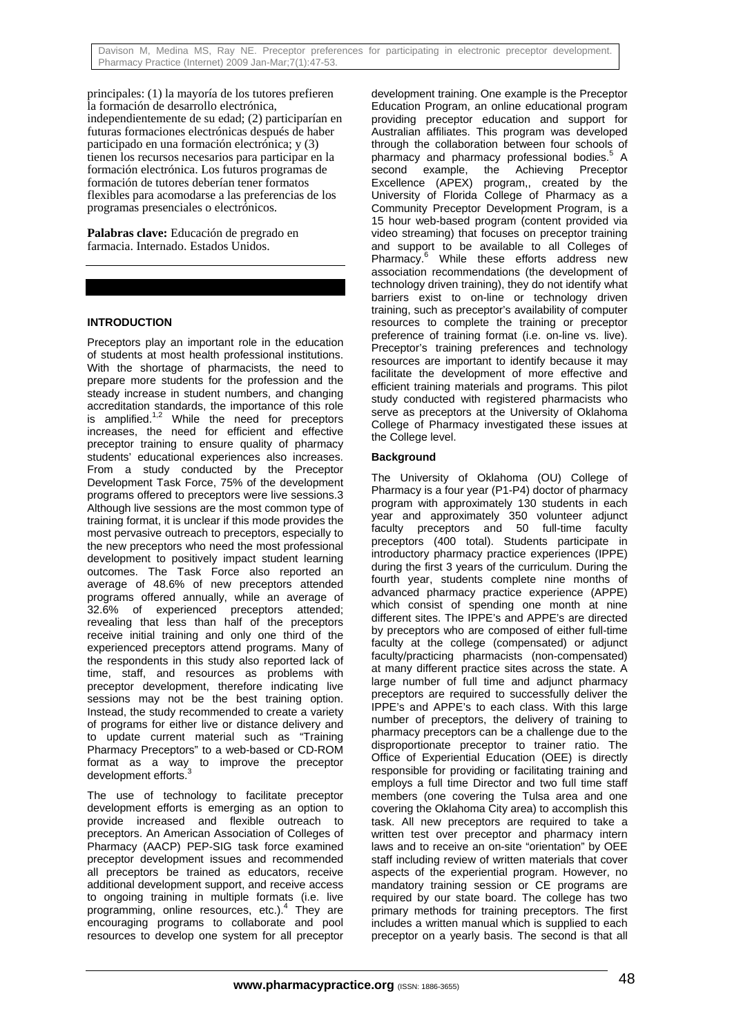principales: (1) la mayoría de los tutores prefieren la formación de desarrollo electrónica, independientemente de su edad; (2) participarían en futuras formaciones electrónicas después de haber participado en una formación electrónica; y (3) tienen los recursos necesarios para participar en la formación electrónica. Los futuros programas de formación de tutores deberían tener formatos flexibles para acomodarse a las preferencias de los programas presenciales o electrónicos.

**Palabras clave:** Educación de pregrado en farmacia. Internado. Estados Unidos.

## INTRODUCTION

Preceptors play an important role in the education of students at most health professional institutions. With the shortage of pharmacists, the need to prepare more students for the profession and the steady increase in student numbers, and changing accreditation standards, the importance of this role is amplified.[1,2] While the need for preceptors increases, the need for efficient and effective preceptor training to ensure quality of pharmacy students' educational experiences also increases. From a study conducted by the Preceptor Development Task Force, 75% of the development programs offered to preceptors were live sessions.3 Although live sessions are the most common type of training format, it is unclear if this mode provides the most pervasive outreach to preceptors, especially to the new preceptors who need the most professional development to positively impact student learning outcomes. The Task Force also reported an average of 48.6% of new preceptors attended programs offered annually, while an average of 32.6% of experienced preceptors attended; revealing that less than half of the preceptors receive initial training and only one third of the experienced preceptors attend programs. Many of the respondents in this study also reported lack of time, staff, and resources as problems with preceptor development, therefore indicating live sessions may not be the best training option. Instead, the study recommended to create a variety of programs for either live or distance delivery and to update current material such as "Training Pharmacy Preceptors" to a web-based or CD-ROM format as a way to improve the preceptor development efforts.[3]

The use of technology to facilitate preceptor development efforts is emerging as an option to provide increased and flexible outreach to preceptors. An American Association of Colleges of Pharmacy (AACP) PEP-SIG task force examined preceptor development issues and recommended all preceptors be trained as educators, receive additional development support, and receive access to ongoing training in multiple formats (i.e. live programming, online resources, etc.).[4] They are encouraging programs to collaborate and pool resources to develop one system for all preceptor development training. One example is the Preceptor Education Program, an online educational program providing preceptor education and support for Australian affiliates. This program was developed through the collaboration between four schools of pharmacy and pharmacy professional bodies.[5] A second example, the Achieving Preceptor Excellence (APEX) program,, created by the University of Florida College of Pharmacy as a Community Preceptor Development Program, is a 15 hour web-based program (content provided via video streaming) that focuses on preceptor training and support to be available to all Colleges of Pharmacy.[6] While these efforts address new association recommendations (the development of technology driven training), they do not identify what barriers exist to on-line or technology driven training, such as preceptor's availability of computer resources to complete the training or preceptor preference of training format (i.e. on-line vs. live). Preceptor's training preferences and technology resources are important to identify because it may facilitate the development of more effective and efficient training materials and programs. This pilot study conducted with registered pharmacists who serve as preceptors at the University of Oklahoma College of Pharmacy investigated these issues at the College level.

### Background

The University of Oklahoma (OU) College of Pharmacy is a four year (P1-P4) doctor of pharmacy program with approximately 130 students in each year and approximately 350 volunteer adjunct faculty preceptors and 50 full-time faculty preceptors (400 total). Students participate in introductory pharmacy practice experiences (IPPE) during the first 3 years of the curriculum. During the fourth year, students complete nine months of advanced pharmacy practice experience (APPE) which consist of spending one month at nine different sites. The IPPE's and APPE's are directed by preceptors who are composed of either full-time faculty at the college (compensated) or adjunct faculty/practicing pharmacists (non-compensated) at many different practice sites across the state. A large number of full time and adjunct pharmacy preceptors are required to successfully deliver the IPPE's and APPE's to each class. With this large number of preceptors, the delivery of training to pharmacy preceptors can be a challenge due to the disproportionate preceptor to trainer ratio. The Office of Experiential Education (OEE) is directly responsible for providing or facilitating training and employs a full time Director and two full time staff members (one covering the Tulsa area and one covering the Oklahoma City area) to accomplish this task. All new preceptors are required to take a written test over preceptor and pharmacy intern laws and to receive an on-site "orientation" by OEE staff including review of written materials that cover aspects of the experiential program. However, no mandatory training session or CE programs are required by our state board. The college has two primary methods for training preceptors. The first includes a written manual which is supplied to each preceptor on a yearly basis. The second is that all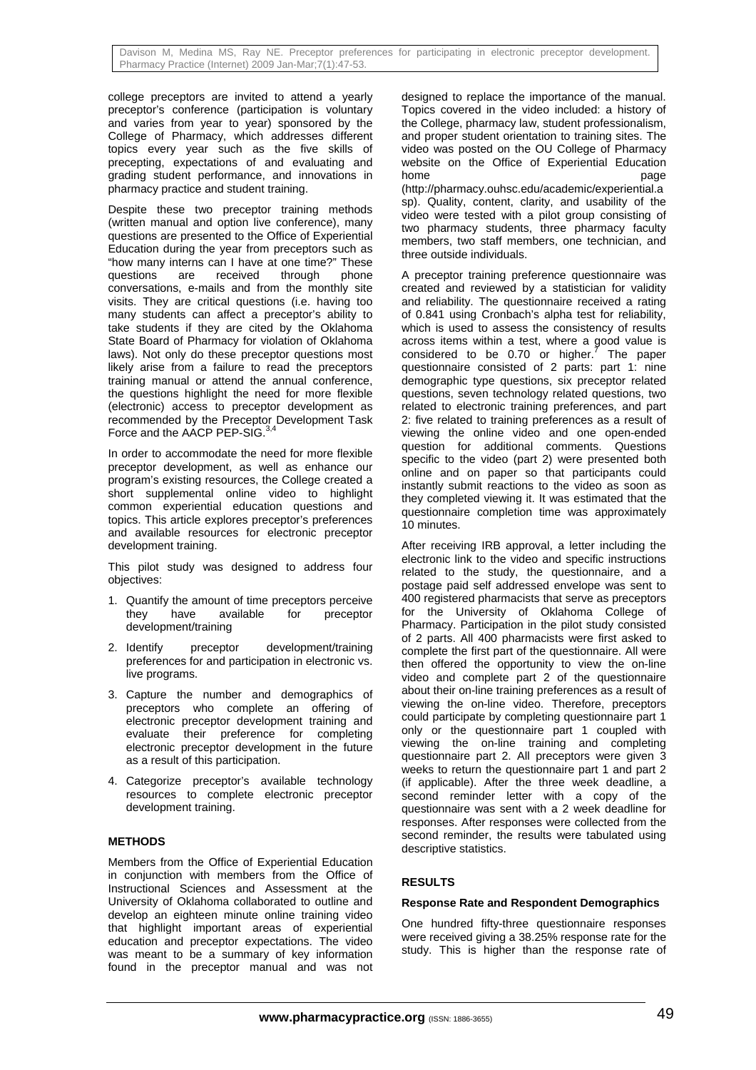college preceptors are invited to attend a yearly preceptor's conference (participation is voluntary and varies from year to year) sponsored by the College of Pharmacy, which addresses different topics every year such as the five skills of precepting, expectations of and evaluating and grading student performance, and innovations in pharmacy practice and student training.

Despite these two preceptor training methods (written manual and option live conference), many questions are presented to the Office of Experiential Education during the year from preceptors such as "how many interns can I have at one time?" These questions are received through phone conversations, e-mails and from the monthly site visits. They are critical questions (i.e. having too many students can affect a preceptor's ability to take students if they are cited by the Oklahoma State Board of Pharmacy for violation of Oklahoma laws). Not only do these preceptor questions most likely arise from a failure to read the preceptors training manual or attend the annual conference, the questions highlight the need for more flexible (electronic) access to preceptor development as recommended by the Preceptor Development Task Force and the AACP PEP-SIG.[3,4]

In order to accommodate the need for more flexible preceptor development, as well as enhance our program's existing resources, the College created a short supplemental online video to highlight common experiential education questions and topics. This article explores preceptor's preferences and available resources for electronic preceptor development training.

This pilot study was designed to address four objectives:

1. Quantify the amount of time preceptors perceive they have available for preceptor development/training
2. Identify preceptor development/training preferences for and participation in electronic vs. live programs.
3. Capture the number and demographics of preceptors who complete an offering of electronic preceptor development training and evaluate their preference for completing electronic preceptor development in the future as a result of this participation.
4. Categorize preceptor's available technology resources to complete electronic preceptor development training.

## METHODS

Members from the Office of Experiential Education in conjunction with members from the Office of Instructional Sciences and Assessment at the University of Oklahoma collaborated to outline and develop an eighteen minute online training video that highlight important areas of experiential education and preceptor expectations. The video was meant to be a summary of key information found in the preceptor manual and was not designed to replace the importance of the manual. Topics covered in the video included: a history of the College, pharmacy law, student professionalism, and proper student orientation to training sites. The video was posted on the OU College of Pharmacy website on the Office of Experiential Education home page (http://pharmacy.ouhsc.edu/academic/experiential.asp). Quality, content, clarity, and usability of the video were tested with a pilot group consisting of two pharmacy students, three pharmacy faculty members, two staff members, one technician, and three outside individuals.

A preceptor training preference questionnaire was created and reviewed by a statistician for validity and reliability. The questionnaire received a rating of 0.841 using Cronbach's alpha test for reliability, which is used to assess the consistency of results across items within a test, where a good value is considered to be 0.70 or higher.[7] The paper questionnaire consisted of 2 parts: part 1: nine demographic type questions, six preceptor related questions, seven technology related questions, two related to electronic training preferences, and part 2: five related to training preferences as a result of viewing the online video and one open-ended question for additional comments. Questions specific to the video (part 2) were presented both online and on paper so that participants could instantly submit reactions to the video as soon as they completed viewing it. It was estimated that the questionnaire completion time was approximately 10 minutes.

After receiving IRB approval, a letter including the electronic link to the video and specific instructions related to the study, the questionnaire, and a postage paid self addressed envelope was sent to 400 registered pharmacists that serve as preceptors for the University of Oklahoma College of Pharmacy. Participation in the pilot study consisted of 2 parts. All 400 pharmacists were first asked to complete the first part of the questionnaire. All were then offered the opportunity to view the on-line video and complete part 2 of the questionnaire about their on-line training preferences as a result of viewing the on-line video. Therefore, preceptors could participate by completing questionnaire part 1 only or the questionnaire part 1 coupled with viewing the on-line training and completing questionnaire part 2. All preceptors were given 3 weeks to return the questionnaire part 1 and part 2 (if applicable). After the three week deadline, a second reminder letter with a copy of the questionnaire was sent with a 2 week deadline for responses. After responses were collected from the second reminder, the results were tabulated using descriptive statistics.

## RESULTS

### Response Rate and Respondent Demographics

One hundred fifty-three questionnaire responses were received giving a 38.25% response rate for the study. This is higher than the response rate of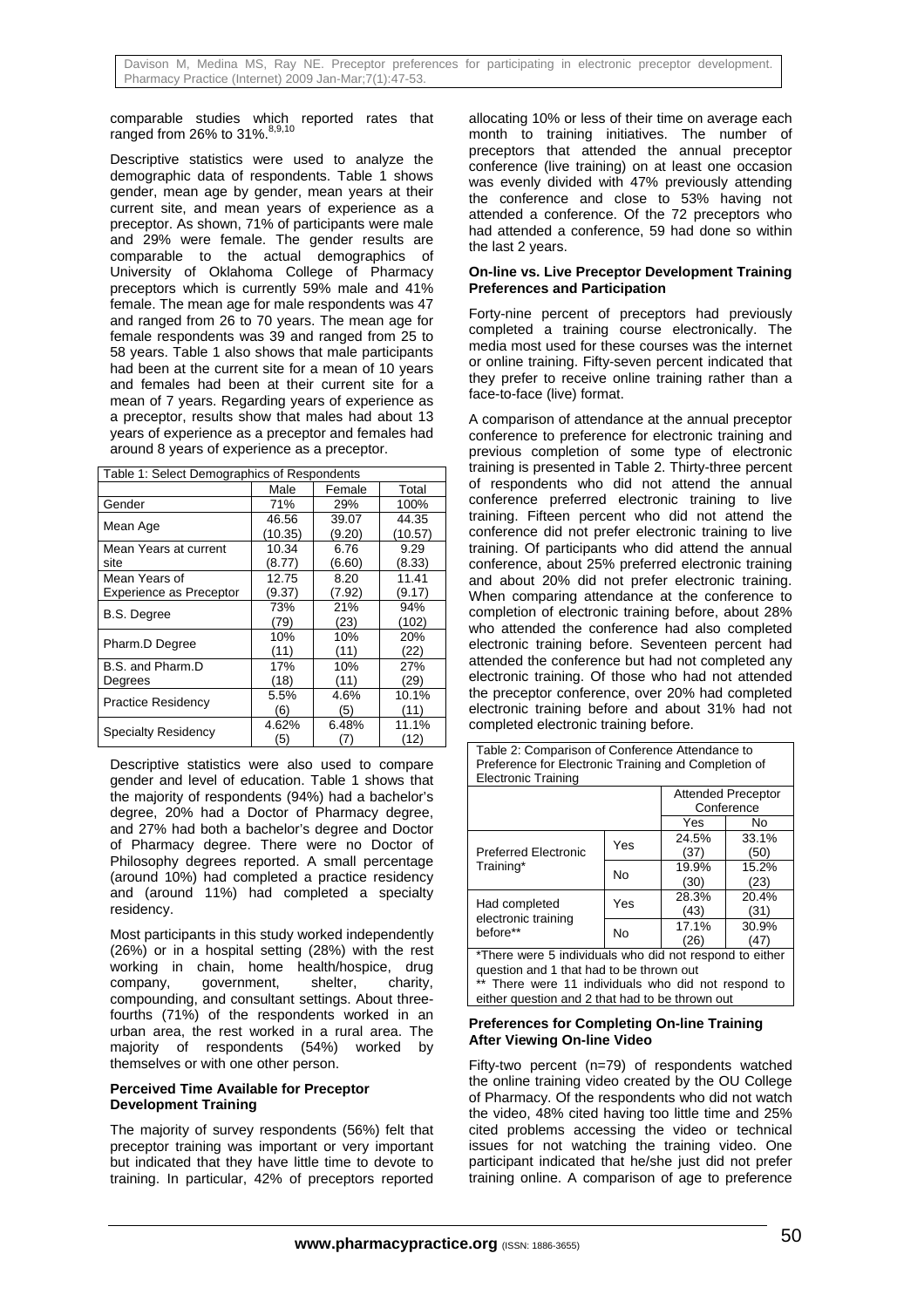comparable studies which reported rates that ranged from 26% to 31%.[8,9,10]

Descriptive statistics were used to analyze the demographic data of respondents. Table 1 shows gender, mean age by gender, mean years at their current site, and mean years of experience as a preceptor. As shown, 71% of participants were male and 29% were female. The gender results are comparable to the actual demographics of University of Oklahoma College of Pharmacy preceptors which is currently 59% male and 41% female. The mean age for male respondents was 47 and ranged from 26 to 70 years. The mean age for female respondents was 39 and ranged from 25 to 58 years. Table 1 also shows that male participants had been at the current site for a mean of 10 years and females had been at their current site for a mean of 7 years. Regarding years of experience as a preceptor, results show that males had about 13 years of experience as a preceptor and females had around 8 years of experience as a preceptor.

Table 1: Select Demographics of Respondents

| | Male | Female | Total |
|---|---|---|---|
| Gender | 71% | 29% | 100% |
| Mean Age | 46.56 (10.35) | 39.07 (9.20) | 44.35 (10.57) |
| Mean Years at current site | 10.34 (8.77) | 6.76 (6.60) | 9.29 (8.33) |
| Mean Years of Experience as Preceptor | 12.75 (9.37) | 8.20 (7.92) | 11.41 (9.17) |
| B.S. Degree | 73% (79) | 21% (23) | 94% (102) |
| Pharm.D Degree | 10% (11) | 10% (11) | 20% (22) |
| B.S. and Pharm.D Degrees | 17% (18) | 10% (11) | 27% (29) |
| Practice Residency | 5.5% (6) | 4.6% (5) | 10.1% (11) |
| Specialty Residency | 4.62% (5) | 6.48% (7) | 11.1% (12) |

Descriptive statistics were also used to compare gender and level of education. Table 1 shows that the majority of respondents (94%) had a bachelor's degree, 20% had a Doctor of Pharmacy degree, and 27% had both a bachelor's degree and Doctor of Pharmacy degree. There were no Doctor of Philosophy degrees reported. A small percentage (around 10%) had completed a practice residency and (around 11%) had completed a specialty residency.

Most participants in this study worked independently (26%) or in a hospital setting (28%) with the rest working in chain, home health/hospice, drug company, government, shelter, charity, compounding, and consultant settings. About three-fourths (71%) of the respondents worked in an urban area, the rest worked in a rural area. The majority of respondents (54%) worked by themselves or with one other person.

#### Perceived Time Available for Preceptor Development Training

The majority of survey respondents (56%) felt that preceptor training was important or very important but indicated that they have little time to devote to training. In particular, 42% of preceptors reported allocating 10% or less of their time on average each month to training initiatives. The number of preceptors that attended the annual preceptor conference (live training) on at least one occasion was evenly divided with 47% previously attending the conference and close to 53% having not attended a conference. Of the 72 preceptors who had attended a conference, 59 had done so within the last 2 years.

#### On-line vs. Live Preceptor Development Training Preferences and Participation

Forty-nine percent of preceptors had previously completed a training course electronically. The media most used for these courses was the internet or online training. Fifty-seven percent indicated that they prefer to receive online training rather than a face-to-face (live) format.

A comparison of attendance at the annual preceptor conference to preference for electronic training and previous completion of some type of electronic training is presented in Table 2. Thirty-three percent of respondents who did not attend the annual conference preferred electronic training to live training. Fifteen percent who did not attend the conference did not prefer electronic training to live training. Of participants who did attend the annual conference, about 25% preferred electronic training and about 20% did not prefer electronic training. When comparing attendance at the conference to completion of electronic training before, about 28% who attended the conference had also completed electronic training before. Seventeen percent had attended the conference but had not completed any electronic training. Of those who had not attended the preceptor conference, over 20% had completed electronic training before and about 31% had not completed electronic training before.

Table 2: Comparison of Conference Attendance to Preference for Electronic Training and Completion of Electronic Training

| | | Attended Preceptor Conference | |
|---|---|---|---|
| | | Yes | No |
| Preferred Electronic Training* | Yes | 24.5% (37) | 33.1% (50) |
| | No | 19.9% (30) | 15.2% (23) |
| Had completed electronic training before** | Yes | 28.3% (43) | 20.4% (31) |
| | No | 17.1% (26) | 30.9% (47) |

*There were 5 individuals who did not respond to either question and 1 that had to be thrown out
** There were 11 individuals who did not respond to either question and 2 that had to be thrown out

#### Preferences for Completing On-line Training After Viewing On-line Video

Fifty-two percent (n=79) of respondents watched the online training video created by the OU College of Pharmacy. Of the respondents who did not watch the video, 48% cited having too little time and 25% cited problems accessing the video or technical issues for not watching the training video. One participant indicated that he/she just did not prefer training online. A comparison of age to preference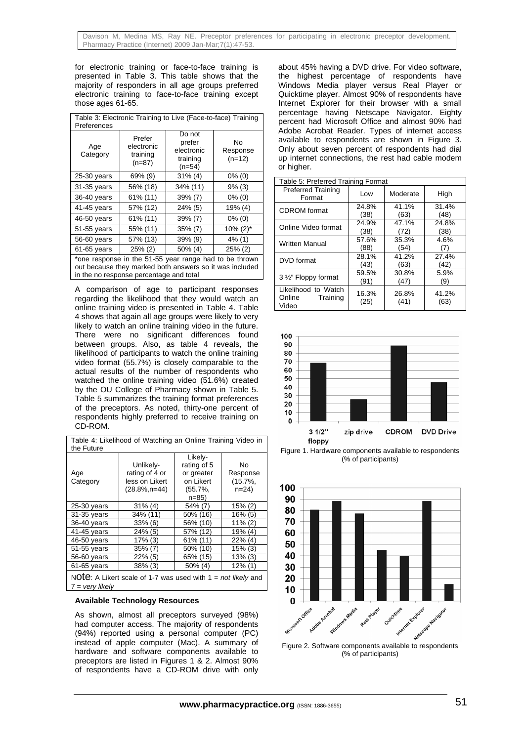for electronic training or face-to-face training is presented in Table 3. This table shows that the majority of responders in all age groups preferred electronic training to face-to-face training except those ages 61-65.

Table 3: Electronic Training to Live (Face-to-face) Training Preferences

| Age Category | Prefer electronic training (n=87) | Do not prefer electronic training (n=54) | No Response (n=12) |
|---|---|---|---|
| 25-30 years | 69% (9) | 31% (4) | 0% (0) |
| 31-35 years | 56% (18) | 34% (11) | 9% (3) |
| 36-40 years | 61% (11) | 39% (7) | 0% (0) |
| 41-45 years | 57% (12) | 24% (5) | 19% (4) |
| 46-50 years | 61% (11) | 39% (7) | 0% (0) |
| 51-55 years | 55% (11) | 35% (7) | 10% (2)* |
| 56-60 years | 57% (13) | 39% (9) | 4% (1) |
| 61-65 years | 25% (2) | 50% (4) | 25% (2) |

*one response in the 51-55 year range had to be thrown out because they marked both answers so it was included in the no response percentage and total

A comparison of age to participant responses regarding the likelihood that they would watch an online training video is presented in Table 4. Table 4 shows that again all age groups were likely to very likely to watch an online training video in the future. There were no significant differences found between groups. Also, as table 4 reveals, the likelihood of participants to watch the online training video format (55.7%) is closely comparable to the actual results of the number of respondents who watched the online training video (51.6%) created by the OU College of Pharmacy shown in Table 5. Table 5 summarizes the training format preferences of the preceptors. As noted, thirty-one percent of respondents highly preferred to receive training on CD-ROM.

Table 4: Likelihood of Watching an Online Training Video in the Future

| Age Category | Unlikely- rating of 4 or less on Likert (28.8%,n=44) | Likely- rating of 5 or greater on Likert (55.7%, n=85) | No Response (15.7%, n=24) |
|---|---|---|---|
| 25-30 years | 31% (4) | 54% (7) | 15% (2) |
| 31-35 years | 34% (11) | 50% (16) | 16% (5) |
| 36-40 years | 33% (6) | 56% (10) | 11% (2) |
| 41-45 years | 24% (5) | 57% (12) | 19% (4) |
| 46-50 years | 17% (3) | 61% (11) | 22% (4) |
| 51-55 years | 35% (7) | 50% (10) | 15% (3) |
| 56-60 years | 22% (5) | 65% (15) | 13% (3) |
| 61-65 years | 38% (3) | 50% (4) | 12% (1) |

Note: A Likert scale of 1-7 was used with 1 = *not likely* and 7 = *very likely*

### Available Technology Resources

As shown, almost all preceptors surveyed (98%) had computer access. The majority of respondents (94%) reported using a personal computer (PC) instead of apple computer (Mac). A summary of hardware and software components available to preceptors are listed in Figures 1 & 2. Almost 90% of respondents have a CD-ROM drive with only about 45% having a DVD drive. For video software, the highest percentage of respondents have Windows Media player versus Real Player or Quicktime player. Almost 90% of respondents have Internet Explorer for their browser with a small percentage having Netscape Navigator. Eighty percent had Microsoft Office and almost 90% had Adobe Acrobat Reader. Types of internet access available to respondents are shown in Figure 3. Only about seven percent of respondents had dial up internet connections, the rest had cable modem or higher.

Table 5: Preferred Training Format

| Preferred Training Format | Low | Moderate | High |
|---|---|---|---|
| CDROM format | 24.8% (38) | 41.1% (63) | 31.4% (48) |
| Online Video format | 24.9% (38) | 47.1% (72) | 24.8% (38) |
| Written Manual | 57.6% (88) | 35.3% (54) | 4.6% (7) |
| DVD format | 28.1% (43) | 41.2% (63) | 27.4% (42) |
| 3 ½" Floppy format | 59.5% (91) | 30.8% (47) | 5.9% (9) |
| Likelihood to Watch Online Training Video | 16.3% (25) | 26.8% (41) | 41.2% (63) |

Figure 1. Hardware components available to respondents (% of participants)

Figure 2. Software components available to respondents (% of participants)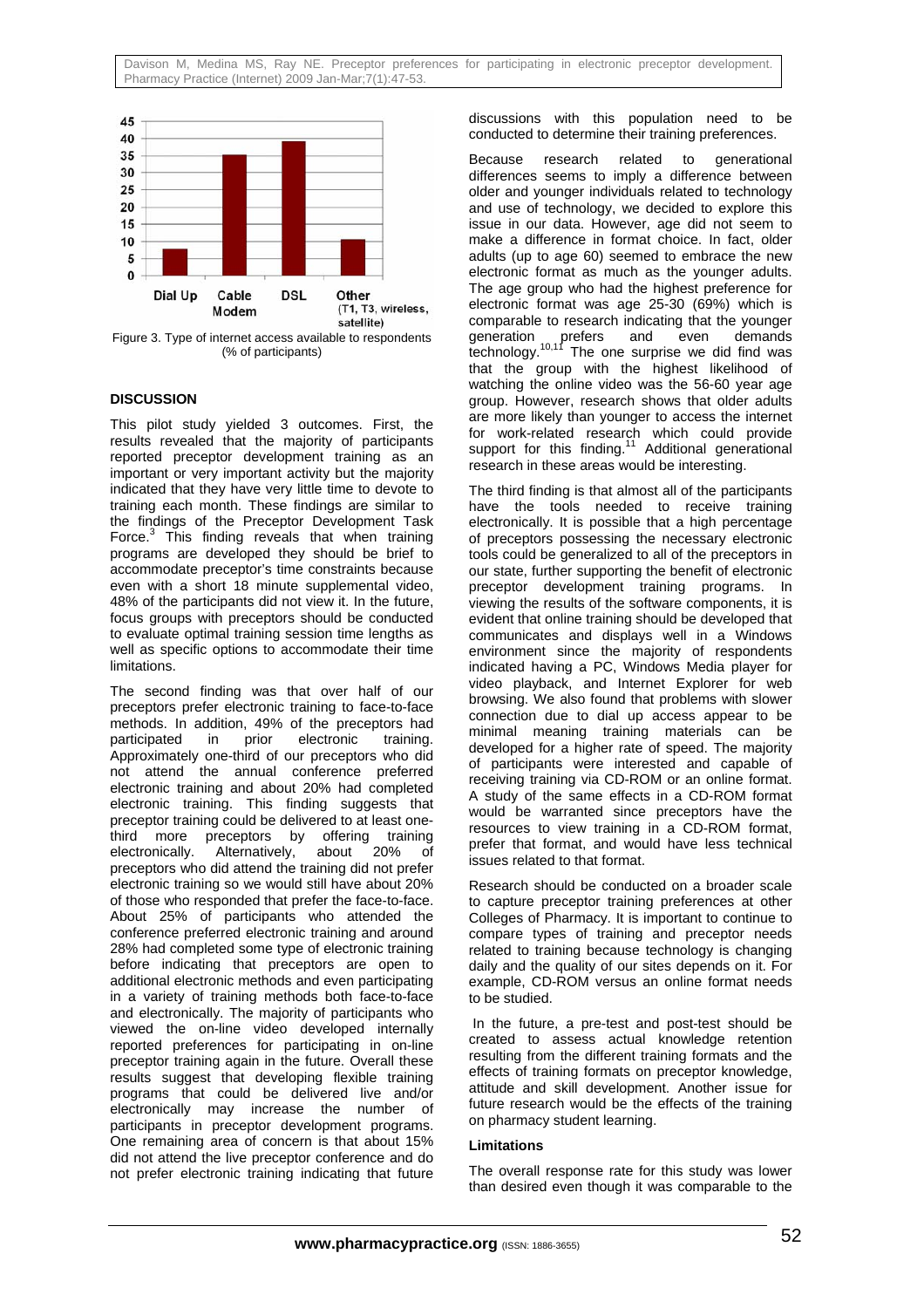Figure 3. Type of internet access available to respondents (% of participants)

## DISCUSSION

This pilot study yielded 3 outcomes. First, the results revealed that the majority of participants reported preceptor development training as an important or very important activity but the majority indicated that they have very little time to devote to training each month. These findings are similar to the findings of the Preceptor Development Task Force.[3] This finding reveals that when training programs are developed they should be brief to accommodate preceptor's time constraints because even with a short 18 minute supplemental video, 48% of the participants did not view it. In the future, focus groups with preceptors should be conducted to evaluate optimal training session time lengths as well as specific options to accommodate their time limitations.

The second finding was that over half of our preceptors prefer electronic training to face-to-face methods. In addition, 49% of the preceptors had participated in prior electronic training. Approximately one-third of our preceptors who did not attend the annual conference preferred electronic training and about 20% had completed electronic training. This finding suggests that preceptor training could be delivered to at least one-third more preceptors by offering training electronically. Alternatively, about 20% of preceptors who did attend the training did not prefer electronic training so we would still have about 20% of those who responded that prefer the face-to-face. About 25% of participants who attended the conference preferred electronic training and around 28% had completed some type of electronic training before indicating that preceptors are open to additional electronic methods and even participating in a variety of training methods both face-to-face and electronically. The majority of participants who viewed the on-line video developed internally reported preferences for participating in on-line preceptor training again in the future. Overall these results suggest that developing flexible training programs that could be delivered live and/or electronically may increase the number of participants in preceptor development programs. One remaining area of concern is that about 15% did not attend the live preceptor conference and do not prefer electronic training indicating that future discussions with this population need to be conducted to determine their training preferences.

Because research related to generational differences seems to imply a difference between older and younger individuals related to technology and use of technology, we decided to explore this issue in our data. However, age did not seem to make a difference in format choice. In fact, older adults (up to age 60) seemed to embrace the new electronic format as much as the younger adults. The age group who had the highest preference for electronic format was age 25-30 (69%) which is comparable to research indicating that the younger generation prefers and even demands technology.[10,11] The one surprise we did find was that the group with the highest likelihood of watching the online video was the 56-60 year age group. However, research shows that older adults are more likely than younger to access the internet for work-related research which could provide support for this finding.[11] Additional generational research in these areas would be interesting.

The third finding is that almost all of the participants have the tools needed to receive training electronically. It is possible that a high percentage of preceptors possessing the necessary electronic tools could be generalized to all of the preceptors in our state, further supporting the benefit of electronic preceptor development training programs. In viewing the results of the software components, it is evident that online training should be developed that communicates and displays well in a Windows environment since the majority of respondents indicated having a PC, Windows Media player for video playback, and Internet Explorer for web browsing. We also found that problems with slower connection due to dial up access appear to be minimal meaning training materials can be developed for a higher rate of speed. The majority of participants were interested and capable of receiving training via CD-ROM or an online format. A study of the same effects in a CD-ROM format would be warranted since preceptors have the resources to view training in a CD-ROM format, prefer that format, and would have less technical issues related to that format.

Research should be conducted on a broader scale to capture preceptor training preferences at other Colleges of Pharmacy. It is important to continue to compare types of training and preceptor needs related to training because technology is changing daily and the quality of our sites depends on it. For example, CD-ROM versus an online format needs to be studied.

In the future, a pre-test and post-test should be created to assess actual knowledge retention resulting from the different training formats and the effects of training formats on preceptor knowledge, attitude and skill development. Another issue for future research would be the effects of the training on pharmacy student learning.

### Limitations

The overall response rate for this study was lower than desired even though it was comparable to the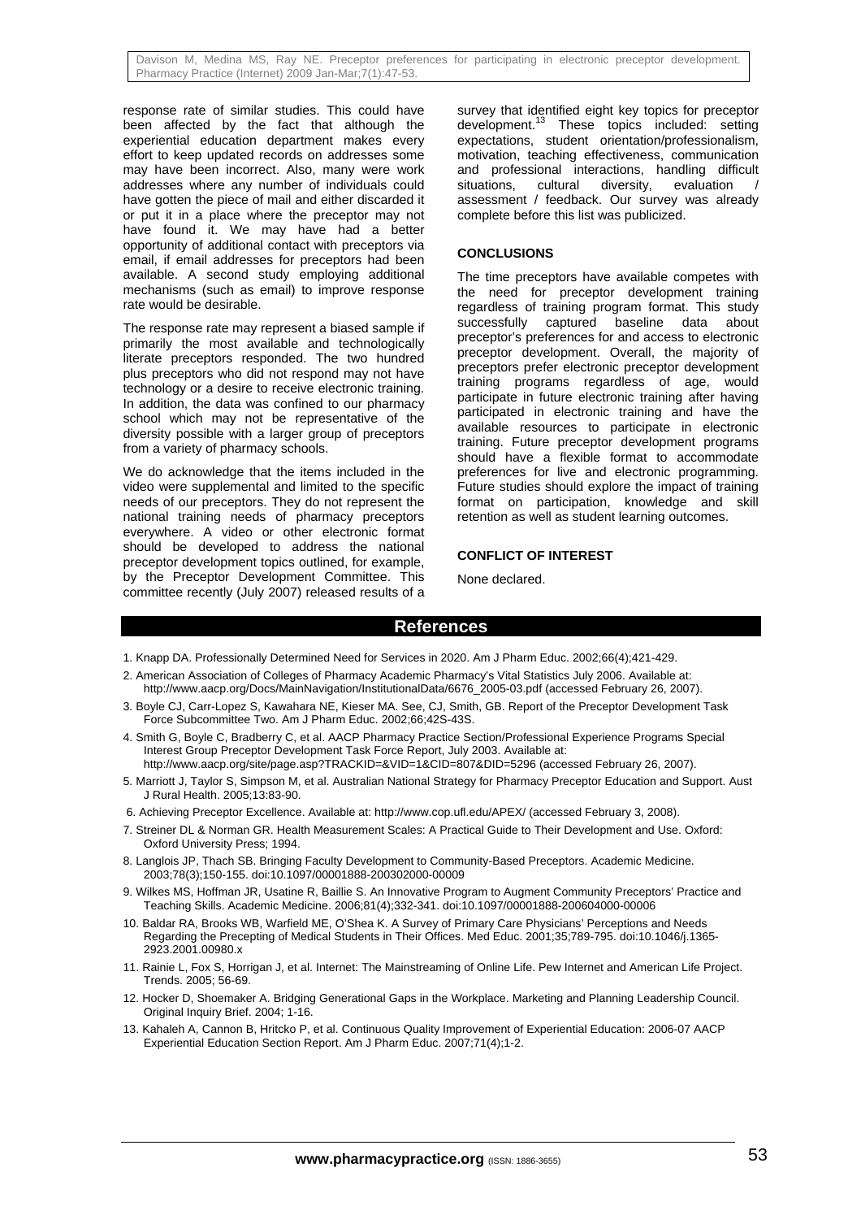response rate of similar studies. This could have been affected by the fact that although the experiential education department makes every effort to keep updated records on addresses some may have been incorrect. Also, many were work addresses where any number of individuals could have gotten the piece of mail and either discarded it or put it in a place where the preceptor may not have found it. We may have had a better opportunity of additional contact with preceptors via email, if email addresses for preceptors had been available. A second study employing additional mechanisms (such as email) to improve response rate would be desirable.

The response rate may represent a biased sample if primarily the most available and technologically literate preceptors responded. The two hundred plus preceptors who did not respond may not have technology or a desire to receive electronic training. In addition, the data was confined to our pharmacy school which may not be representative of the diversity possible with a larger group of preceptors from a variety of pharmacy schools.

We do acknowledge that the items included in the video were supplemental and limited to the specific needs of our preceptors. They do not represent the national training needs of pharmacy preceptors everywhere. A video or other electronic format should be developed to address the national preceptor development topics outlined, for example, by the Preceptor Development Committee. This committee recently (July 2007) released results of a survey that identified eight key topics for preceptor development.[13] These topics included: setting expectations, student orientation/professionalism, motivation, teaching effectiveness, communication and professional interactions, handling difficult situations, cultural diversity, evaluation / assessment / feedback. Our survey was already complete before this list was publicized.

## CONCLUSIONS

The time preceptors have available competes with the need for preceptor development training regardless of training program format. This study successfully captured baseline data about preceptor's preferences for and access to electronic preceptor development. Overall, the majority of preceptors prefer electronic preceptor development training programs regardless of age, would participate in future electronic training after having participated in electronic training and have the available resources to participate in electronic training. Future preceptor development programs should have a flexible format to accommodate preferences for live and electronic programming. Future studies should explore the impact of training format on participation, knowledge and skill retention as well as student learning outcomes.

## CONFLICT OF INTEREST

None declared.

## References

1. Knapp DA. Professionally Determined Need for Services in 2020. Am J Pharm Educ. 2002;66(4);421-429.
2. American Association of Colleges of Pharmacy Academic Pharmacy's Vital Statistics July 2006. Available at: http://www.aacp.org/Docs/MainNavigation/InstitutionalData/6676_2005-03.pdf (accessed February 26, 2007).
3. Boyle CJ, Carr-Lopez S, Kawahara NE, Kieser MA. See, CJ, Smith, GB. Report of the Preceptor Development Task Force Subcommittee Two. Am J Pharm Educ. 2002;66;42S-43S.
4. Smith G, Boyle C, Bradberry C, et al. AACP Pharmacy Practice Section/Professional Experience Programs Special Interest Group Preceptor Development Task Force Report, July 2003. Available at: http://www.aacp.org/site/page.asp?TRACKID=&VID=1&CID=807&DID=5296 (accessed February 26, 2007).
5. Marriott J, Taylor S, Simpson M, et al. Australian National Strategy for Pharmacy Preceptor Education and Support. Aust J Rural Health. 2005;13:83-90.
6. Achieving Preceptor Excellence. Available at: http://www.cop.ufl.edu/APEX/ (accessed February 3, 2008).
7. Streiner DL & Norman GR. Health Measurement Scales: A Practical Guide to Their Development and Use. Oxford: Oxford University Press; 1994.
8. Langlois JP, Thach SB. Bringing Faculty Development to Community-Based Preceptors. Academic Medicine. 2003;78(3);150-155. doi:10.1097/00001888-200302000-00009
9. Wilkes MS, Hoffman JR, Usatine R, Baillie S. An Innovative Program to Augment Community Preceptors' Practice and Teaching Skills. Academic Medicine. 2006;81(4);332-341. doi:10.1097/00001888-200604000-00006
10. Baldar RA, Brooks WB, Warfield ME, O'Shea K. A Survey of Primary Care Physicians' Perceptions and Needs Regarding the Precepting of Medical Students in Their Offices. Med Educ. 2001;35;789-795. doi:10.1046/j.1365-2923.2001.00980.x
11. Rainie L, Fox S, Horrigan J, et al. Internet: The Mainstreaming of Online Life. Pew Internet and American Life Project. Trends. 2005; 56-69.
12. Hocker D, Shoemaker A. Bridging Generational Gaps in the Workplace. Marketing and Planning Leadership Council. Original Inquiry Brief. 2004; 1-16.
13. Kahaleh A, Cannon B, Hritcko P, et al. Continuous Quality Improvement of Experiential Education: 2006-07 AACP Experiential Education Section Report. Am J Pharm Educ. 2007;71(4);1-2.